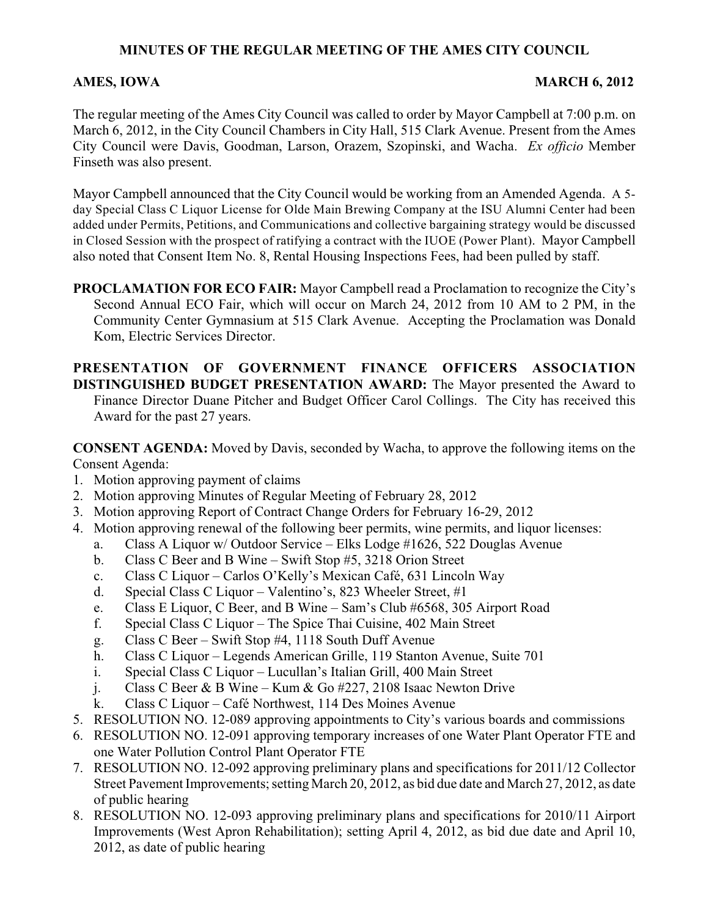# MINUTES OF THE REGULAR MEETING OF THE AMES CITY COUNCIL

**AMES, IOWA** **MARCH 6, 2012**

The regular meeting of the Ames City Council was called to order by Mayor Campbell at 7:00 p.m. on March 6, 2012, in the City Council Chambers in City Hall, 515 Clark Avenue. Present from the Ames City Council were Davis, Goodman, Larson, Orazem, Szopinski, and Wacha. *Ex officio* Member Finseth was also present.

Mayor Campbell announced that the City Council would be working from an Amended Agenda. A 5-day Special Class C Liquor License for Olde Main Brewing Company at the ISU Alumni Center had been added under Permits, Petitions, and Communications and collective bargaining strategy would be discussed in Closed Session with the prospect of ratifying a contract with the IUOE (Power Plant). Mayor Campbell also noted that Consent Item No. 8, Rental Housing Inspections Fees, had been pulled by staff.

**PROCLAMATION FOR ECO FAIR:** Mayor Campbell read a Proclamation to recognize the City's Second Annual ECO Fair, which will occur on March 24, 2012 from 10 AM to 2 PM, in the Community Center Gymnasium at 515 Clark Avenue. Accepting the Proclamation was Donald Kom, Electric Services Director.

**PRESENTATION OF GOVERNMENT FINANCE OFFICERS ASSOCIATION DISTINGUISHED BUDGET PRESENTATION AWARD:** The Mayor presented the Award to Finance Director Duane Pitcher and Budget Officer Carol Collings. The City has received this Award for the past 27 years.

**CONSENT AGENDA:** Moved by Davis, seconded by Wacha, to approve the following items on the Consent Agenda:

1. Motion approving payment of claims
2. Motion approving Minutes of Regular Meeting of February 28, 2012
3. Motion approving Report of Contract Change Orders for February 16-29, 2012
4. Motion approving renewal of the following beer permits, wine permits, and liquor licenses:
   a. Class A Liquor w/ Outdoor Service – Elks Lodge #1626, 522 Douglas Avenue
   b. Class C Beer and B Wine – Swift Stop #5, 3218 Orion Street
   c. Class C Liquor – Carlos O'Kelly's Mexican Café, 631 Lincoln Way
   d. Special Class C Liquor – Valentino's, 823 Wheeler Street, #1
   e. Class E Liquor, C Beer, and B Wine – Sam's Club #6568, 305 Airport Road
   f. Special Class C Liquor – The Spice Thai Cuisine, 402 Main Street
   g. Class C Beer – Swift Stop #4, 1118 South Duff Avenue
   h. Class C Liquor – Legends American Grille, 119 Stanton Avenue, Suite 701
   i. Special Class C Liquor – Lucullan's Italian Grill, 400 Main Street
   j. Class C Beer & B Wine – Kum & Go #227, 2108 Isaac Newton Drive
   k. Class C Liquor – Café Northwest, 114 Des Moines Avenue
5. RESOLUTION NO. 12-089 approving appointments to City's various boards and commissions
6. RESOLUTION NO. 12-091 approving temporary increases of one Water Plant Operator FTE and one Water Pollution Control Plant Operator FTE
7. RESOLUTION NO. 12-092 approving preliminary plans and specifications for 2011/12 Collector Street Pavement Improvements; setting March 20, 2012, as bid due date and March 27, 2012, as date of public hearing
8. RESOLUTION NO. 12-093 approving preliminary plans and specifications for 2010/11 Airport Improvements (West Apron Rehabilitation); setting April 4, 2012, as bid due date and April 10, 2012, as date of public hearing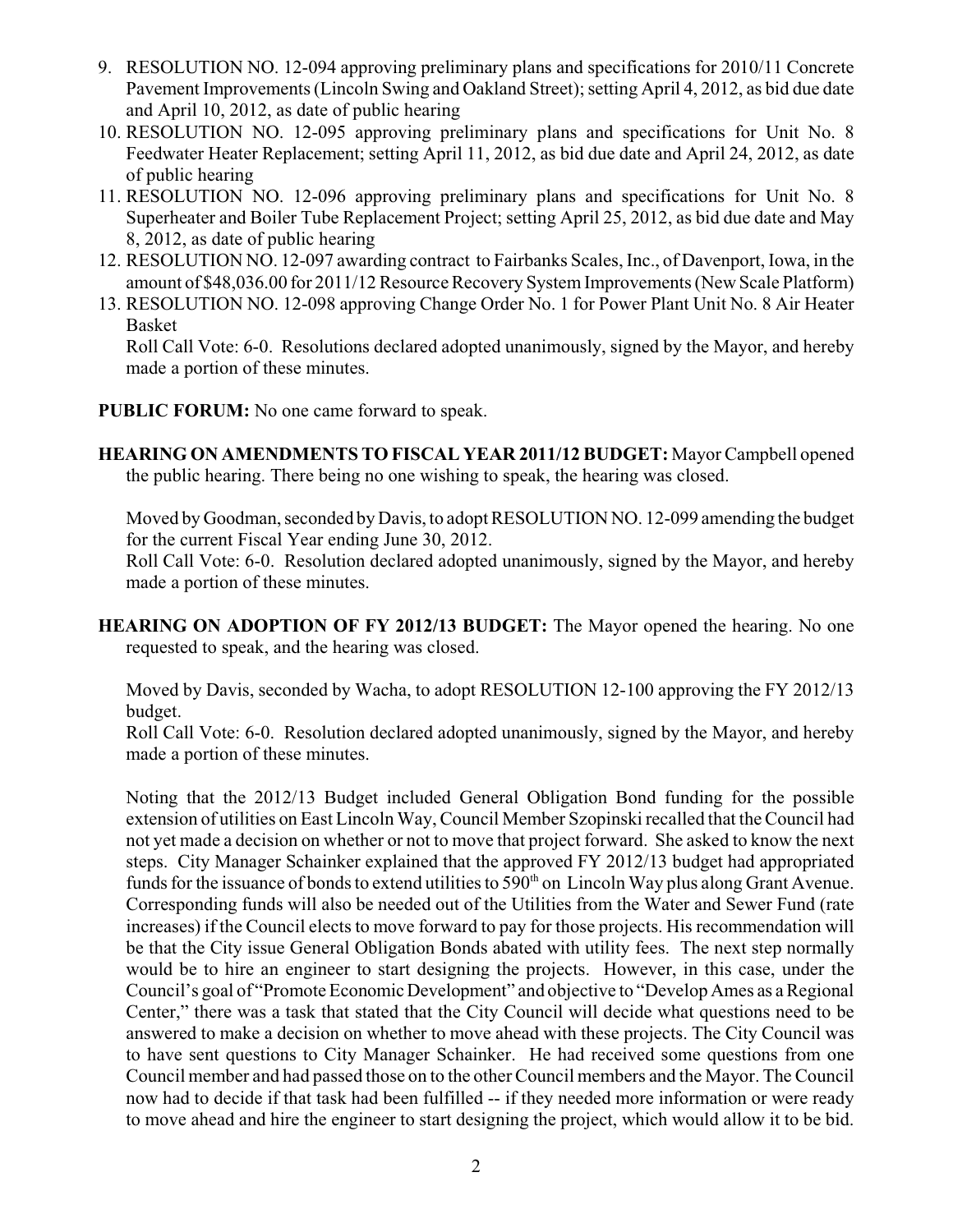9. RESOLUTION NO. 12-094 approving preliminary plans and specifications for 2010/11 Concrete Pavement Improvements (Lincoln Swing and Oakland Street); setting April 4, 2012, as bid due date and April 10, 2012, as date of public hearing
10. RESOLUTION NO. 12-095 approving preliminary plans and specifications for Unit No. 8 Feedwater Heater Replacement; setting April 11, 2012, as bid due date and April 24, 2012, as date of public hearing
11. RESOLUTION NO. 12-096 approving preliminary plans and specifications for Unit No. 8 Superheater and Boiler Tube Replacement Project; setting April 25, 2012, as bid due date and May 8, 2012, as date of public hearing
12. RESOLUTION NO. 12-097 awarding contract to Fairbanks Scales, Inc., of Davenport, Iowa, in the amount of $48,036.00 for 2011/12 Resource Recovery System Improvements (New Scale Platform)
13. RESOLUTION NO. 12-098 approving Change Order No. 1 for Power Plant Unit No. 8 Air Heater Basket

Roll Call Vote: 6-0. Resolutions declared adopted unanimously, signed by the Mayor, and hereby made a portion of these minutes.

**PUBLIC FORUM:** No one came forward to speak.

**HEARING ON AMENDMENTS TO FISCAL YEAR 2011/12 BUDGET:** Mayor Campbell opened the public hearing. There being no one wishing to speak, the hearing was closed.

Moved by Goodman, seconded by Davis, to adopt RESOLUTION NO. 12-099 amending the budget for the current Fiscal Year ending June 30, 2012.

Roll Call Vote: 6-0. Resolution declared adopted unanimously, signed by the Mayor, and hereby made a portion of these minutes.

**HEARING ON ADOPTION OF FY 2012/13 BUDGET:** The Mayor opened the hearing. No one requested to speak, and the hearing was closed.

Moved by Davis, seconded by Wacha, to adopt RESOLUTION 12-100 approving the FY 2012/13 budget.

Roll Call Vote: 6-0. Resolution declared adopted unanimously, signed by the Mayor, and hereby made a portion of these minutes.

Noting that the 2012/13 Budget included General Obligation Bond funding for the possible extension of utilities on East Lincoln Way, Council Member Szopinski recalled that the Council had not yet made a decision on whether or not to move that project forward. She asked to know the next steps. City Manager Schainker explained that the approved FY 2012/13 budget had appropriated funds for the issuance of bonds to extend utilities to 590th on Lincoln Way plus along Grant Avenue. Corresponding funds will also be needed out of the Utilities from the Water and Sewer Fund (rate increases) if the Council elects to move forward to pay for those projects. His recommendation will be that the City issue General Obligation Bonds abated with utility fees. The next step normally would be to hire an engineer to start designing the projects. However, in this case, under the Council's goal of "Promote Economic Development" and objective to "Develop Ames as a Regional Center," there was a task that stated that the City Council will decide what questions need to be answered to make a decision on whether to move ahead with these projects. The City Council was to have sent questions to City Manager Schainker. He had received some questions from one Council member and had passed those on to the other Council members and the Mayor. The Council now had to decide if that task had been fulfilled -- if they needed more information or were ready to move ahead and hire the engineer to start designing the project, which would allow it to be bid.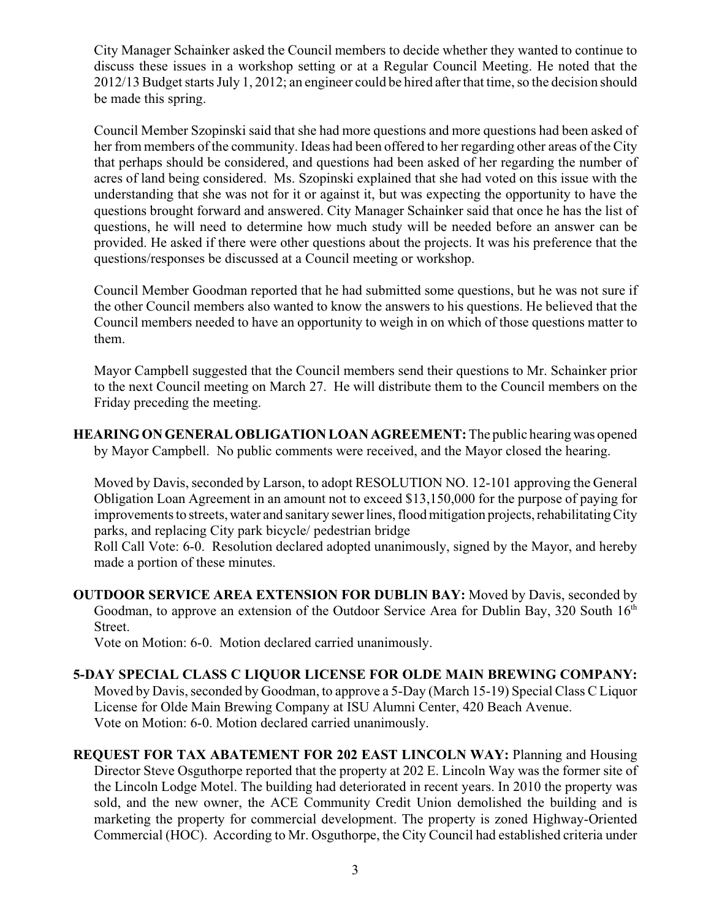City Manager Schainker asked the Council members to decide whether they wanted to continue to discuss these issues in a workshop setting or at a Regular Council Meeting. He noted that the 2012/13 Budget starts July 1, 2012; an engineer could be hired after that time, so the decision should be made this spring.

Council Member Szopinski said that she had more questions and more questions had been asked of her from members of the community. Ideas had been offered to her regarding other areas of the City that perhaps should be considered, and questions had been asked of her regarding the number of acres of land being considered. Ms. Szopinski explained that she had voted on this issue with the understanding that she was not for it or against it, but was expecting the opportunity to have the questions brought forward and answered. City Manager Schainker said that once he has the list of questions, he will need to determine how much study will be needed before an answer can be provided. He asked if there were other questions about the projects. It was his preference that the questions/responses be discussed at a Council meeting or workshop.

Council Member Goodman reported that he had submitted some questions, but he was not sure if the other Council members also wanted to know the answers to his questions. He believed that the Council members needed to have an opportunity to weigh in on which of those questions matter to them.

Mayor Campbell suggested that the Council members send their questions to Mr. Schainker prior to the next Council meeting on March 27. He will distribute them to the Council members on the Friday preceding the meeting.

**HEARING ON GENERAL OBLIGATION LOAN AGREEMENT:** The public hearing was opened by Mayor Campbell. No public comments were received, and the Mayor closed the hearing.

Moved by Davis, seconded by Larson, to adopt RESOLUTION NO. 12-101 approving the General Obligation Loan Agreement in an amount not to exceed $13,150,000 for the purpose of paying for improvements to streets, water and sanitary sewer lines, flood mitigation projects, rehabilitating City parks, and replacing City park bicycle/ pedestrian bridge

Roll Call Vote: 6-0. Resolution declared adopted unanimously, signed by the Mayor, and hereby made a portion of these minutes.

**OUTDOOR SERVICE AREA EXTENSION FOR DUBLIN BAY:** Moved by Davis, seconded by Goodman, to approve an extension of the Outdoor Service Area for Dublin Bay, 320 South 16th Street.

Vote on Motion: 6-0. Motion declared carried unanimously.

**5-DAY SPECIAL CLASS C LIQUOR LICENSE FOR OLDE MAIN BREWING COMPANY:** Moved by Davis, seconded by Goodman, to approve a 5-Day (March 15-19) Special Class C Liquor License for Olde Main Brewing Company at ISU Alumni Center, 420 Beach Avenue.

Vote on Motion: 6-0. Motion declared carried unanimously.

**REQUEST FOR TAX ABATEMENT FOR 202 EAST LINCOLN WAY:** Planning and Housing Director Steve Osguthorpe reported that the property at 202 E. Lincoln Way was the former site of the Lincoln Lodge Motel. The building had deteriorated in recent years. In 2010 the property was sold, and the new owner, the ACE Community Credit Union demolished the building and is marketing the property for commercial development. The property is zoned Highway-Oriented Commercial (HOC). According to Mr. Osguthorpe, the City Council had established criteria under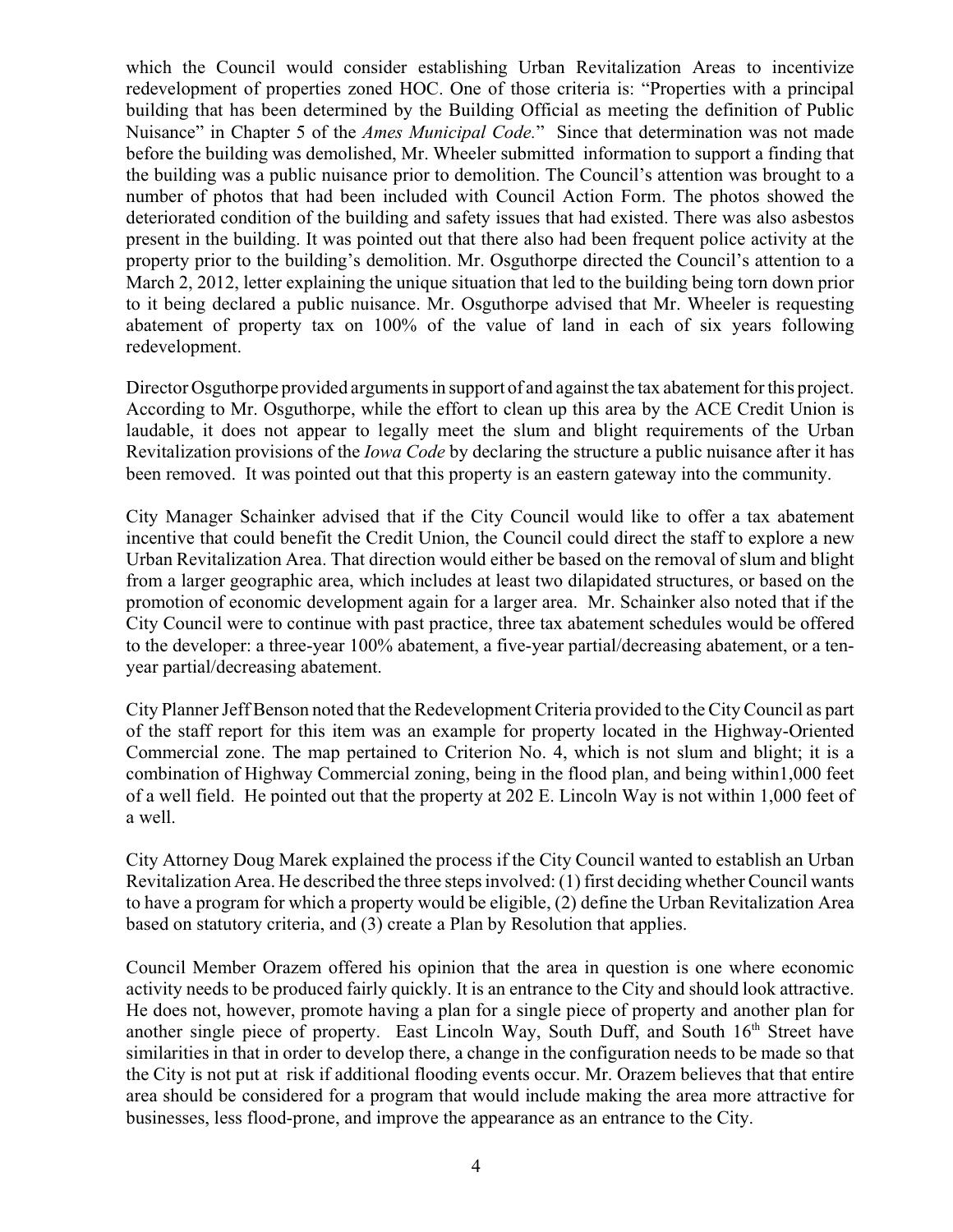which the Council would consider establishing Urban Revitalization Areas to incentivize redevelopment of properties zoned HOC. One of those criteria is: "Properties with a principal building that has been determined by the Building Official as meeting the definition of Public Nuisance" in Chapter 5 of the *Ames Municipal Code*." Since that determination was not made before the building was demolished, Mr. Wheeler submitted information to support a finding that the building was a public nuisance prior to demolition. The Council's attention was brought to a number of photos that had been included with Council Action Form. The photos showed the deteriorated condition of the building and safety issues that had existed. There was also asbestos present in the building. It was pointed out that there also had been frequent police activity at the property prior to the building's demolition. Mr. Osguthorpe directed the Council's attention to a March 2, 2012, letter explaining the unique situation that led to the building being torn down prior to it being declared a public nuisance. Mr. Osguthorpe advised that Mr. Wheeler is requesting abatement of property tax on 100% of the value of land in each of six years following redevelopment.

Director Osguthorpe provided arguments in support of and against the tax abatement for this project. According to Mr. Osguthorpe, while the effort to clean up this area by the ACE Credit Union is laudable, it does not appear to legally meet the slum and blight requirements of the Urban Revitalization provisions of the *Iowa Code* by declaring the structure a public nuisance after it has been removed. It was pointed out that this property is an eastern gateway into the community.

City Manager Schainker advised that if the City Council would like to offer a tax abatement incentive that could benefit the Credit Union, the Council could direct the staff to explore a new Urban Revitalization Area. That direction would either be based on the removal of slum and blight from a larger geographic area, which includes at least two dilapidated structures, or based on the promotion of economic development again for a larger area. Mr. Schainker also noted that if the City Council were to continue with past practice, three tax abatement schedules would be offered to the developer: a three-year 100% abatement, a five-year partial/decreasing abatement, or a ten-year partial/decreasing abatement.

City Planner Jeff Benson noted that the Redevelopment Criteria provided to the City Council as part of the staff report for this item was an example for property located in the Highway-Oriented Commercial zone. The map pertained to Criterion No. 4, which is not slum and blight; it is a combination of Highway Commercial zoning, being in the flood plan, and being within1,000 feet of a well field. He pointed out that the property at 202 E. Lincoln Way is not within 1,000 feet of a well.

City Attorney Doug Marek explained the process if the City Council wanted to establish an Urban Revitalization Area. He described the three steps involved: (1) first deciding whether Council wants to have a program for which a property would be eligible, (2) define the Urban Revitalization Area based on statutory criteria, and (3) create a Plan by Resolution that applies.

Council Member Orazem offered his opinion that the area in question is one where economic activity needs to be produced fairly quickly. It is an entrance to the City and should look attractive. He does not, however, promote having a plan for a single piece of property and another plan for another single piece of property. East Lincoln Way, South Duff, and South 16th Street have similarities in that in order to develop there, a change in the configuration needs to be made so that the City is not put at risk if additional flooding events occur. Mr. Orazem believes that that entire area should be considered for a program that would include making the area more attractive for businesses, less flood-prone, and improve the appearance as an entrance to the City.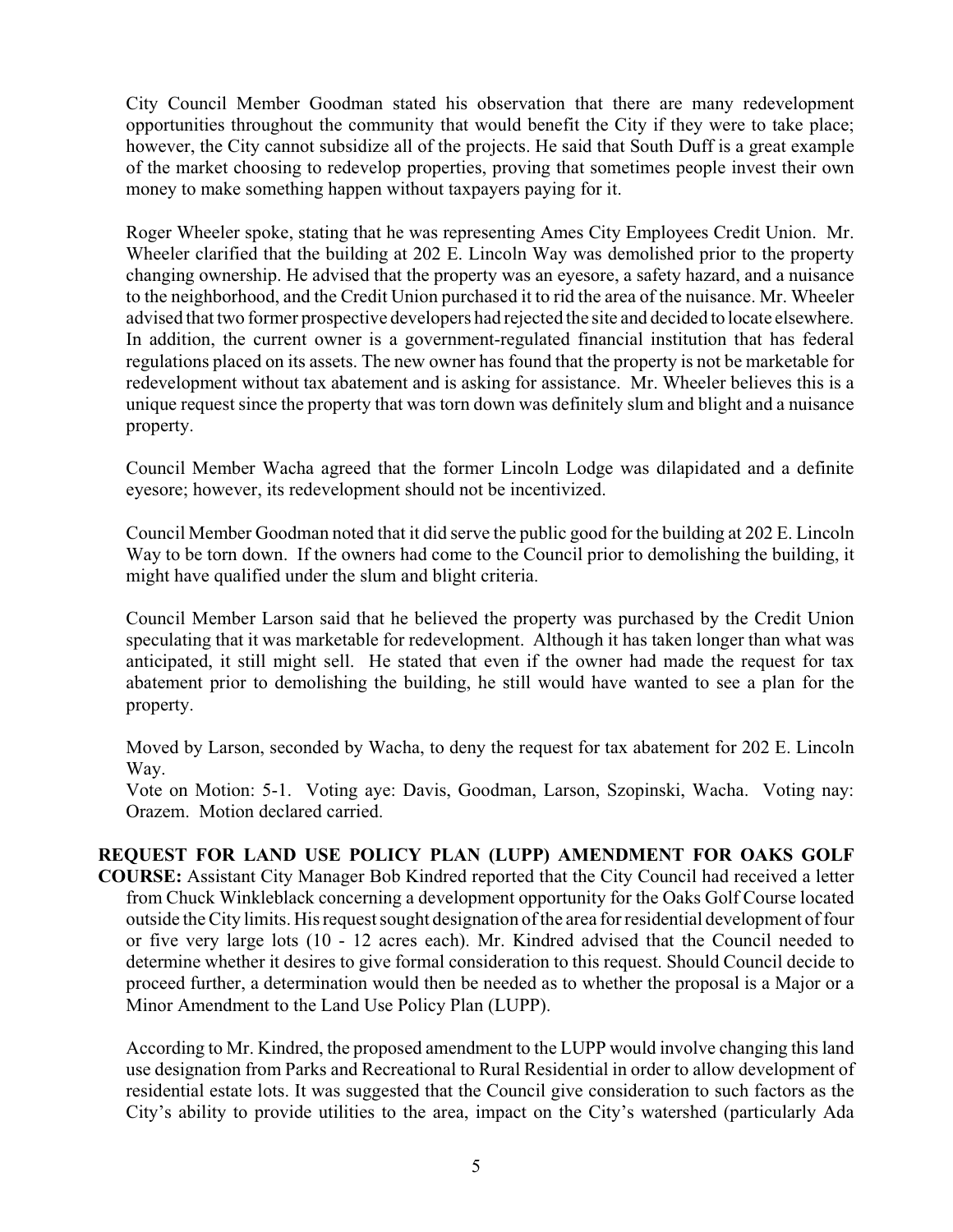City Council Member Goodman stated his observation that there are many redevelopment opportunities throughout the community that would benefit the City if they were to take place; however, the City cannot subsidize all of the projects. He said that South Duff is a great example of the market choosing to redevelop properties, proving that sometimes people invest their own money to make something happen without taxpayers paying for it.

Roger Wheeler spoke, stating that he was representing Ames City Employees Credit Union. Mr. Wheeler clarified that the building at 202 E. Lincoln Way was demolished prior to the property changing ownership. He advised that the property was an eyesore, a safety hazard, and a nuisance to the neighborhood, and the Credit Union purchased it to rid the area of the nuisance. Mr. Wheeler advised that two former prospective developers had rejected the site and decided to locate elsewhere. In addition, the current owner is a government-regulated financial institution that has federal regulations placed on its assets. The new owner has found that the property is not be marketable for redevelopment without tax abatement and is asking for assistance. Mr. Wheeler believes this is a unique request since the property that was torn down was definitely slum and blight and a nuisance property.

Council Member Wacha agreed that the former Lincoln Lodge was dilapidated and a definite eyesore; however, its redevelopment should not be incentivized.

Council Member Goodman noted that it did serve the public good for the building at 202 E. Lincoln Way to be torn down. If the owners had come to the Council prior to demolishing the building, it might have qualified under the slum and blight criteria.

Council Member Larson said that he believed the property was purchased by the Credit Union speculating that it was marketable for redevelopment. Although it has taken longer than what was anticipated, it still might sell. He stated that even if the owner had made the request for tax abatement prior to demolishing the building, he still would have wanted to see a plan for the property.

Moved by Larson, seconded by Wacha, to deny the request for tax abatement for 202 E. Lincoln Way.

Vote on Motion: 5-1. Voting aye: Davis, Goodman, Larson, Szopinski, Wacha. Voting nay: Orazem. Motion declared carried.

**REQUEST FOR LAND USE POLICY PLAN (LUPP) AMENDMENT FOR OAKS GOLF COURSE:** Assistant City Manager Bob Kindred reported that the City Council had received a letter from Chuck Winkleblack concerning a development opportunity for the Oaks Golf Course located outside the City limits. His request sought designation of the area for residential development of four or five very large lots (10 - 12 acres each). Mr. Kindred advised that the Council needed to determine whether it desires to give formal consideration to this request. Should Council decide to proceed further, a determination would then be needed as to whether the proposal is a Major or a Minor Amendment to the Land Use Policy Plan (LUPP).

According to Mr. Kindred, the proposed amendment to the LUPP would involve changing this land use designation from Parks and Recreational to Rural Residential in order to allow development of residential estate lots. It was suggested that the Council give consideration to such factors as the City's ability to provide utilities to the area, impact on the City's watershed (particularly Ada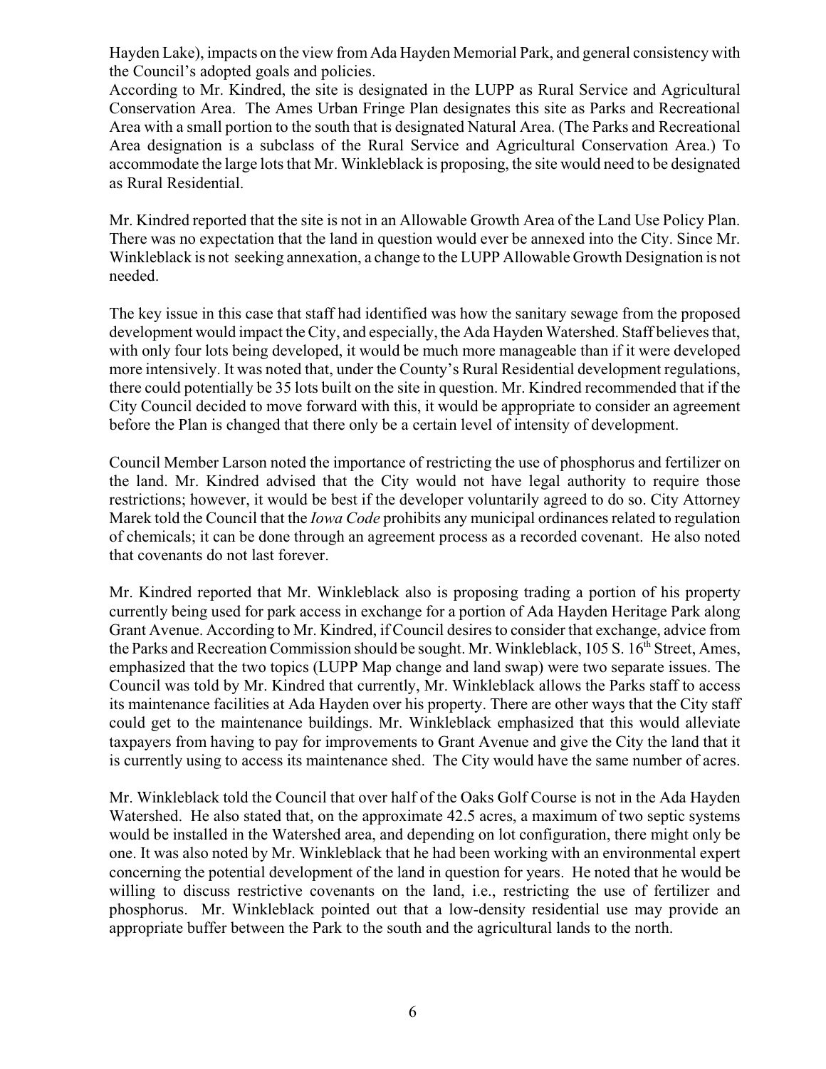Hayden Lake), impacts on the view from Ada Hayden Memorial Park, and general consistency with the Council's adopted goals and policies.

According to Mr. Kindred, the site is designated in the LUPP as Rural Service and Agricultural Conservation Area. The Ames Urban Fringe Plan designates this site as Parks and Recreational Area with a small portion to the south that is designated Natural Area. (The Parks and Recreational Area designation is a subclass of the Rural Service and Agricultural Conservation Area.) To accommodate the large lots that Mr. Winkleblack is proposing, the site would need to be designated as Rural Residential.

Mr. Kindred reported that the site is not in an Allowable Growth Area of the Land Use Policy Plan. There was no expectation that the land in question would ever be annexed into the City. Since Mr. Winkleblack is not seeking annexation, a change to the LUPP Allowable Growth Designation is not needed.

The key issue in this case that staff had identified was how the sanitary sewage from the proposed development would impact the City, and especially, the Ada Hayden Watershed. Staff believes that, with only four lots being developed, it would be much more manageable than if it were developed more intensively. It was noted that, under the County's Rural Residential development regulations, there could potentially be 35 lots built on the site in question. Mr. Kindred recommended that if the City Council decided to move forward with this, it would be appropriate to consider an agreement before the Plan is changed that there only be a certain level of intensity of development.

Council Member Larson noted the importance of restricting the use of phosphorus and fertilizer on the land. Mr. Kindred advised that the City would not have legal authority to require those restrictions; however, it would be best if the developer voluntarily agreed to do so. City Attorney Marek told the Council that the *Iowa Code* prohibits any municipal ordinances related to regulation of chemicals; it can be done through an agreement process as a recorded covenant. He also noted that covenants do not last forever.

Mr. Kindred reported that Mr. Winkleblack also is proposing trading a portion of his property currently being used for park access in exchange for a portion of Ada Hayden Heritage Park along Grant Avenue. According to Mr. Kindred, if Council desires to consider that exchange, advice from the Parks and Recreation Commission should be sought. Mr. Winkleblack, 105 S. 16th Street, Ames, emphasized that the two topics (LUPP Map change and land swap) were two separate issues. The Council was told by Mr. Kindred that currently, Mr. Winkleblack allows the Parks staff to access its maintenance facilities at Ada Hayden over his property. There are other ways that the City staff could get to the maintenance buildings. Mr. Winkleblack emphasized that this would alleviate taxpayers from having to pay for improvements to Grant Avenue and give the City the land that it is currently using to access its maintenance shed. The City would have the same number of acres.

Mr. Winkleblack told the Council that over half of the Oaks Golf Course is not in the Ada Hayden Watershed. He also stated that, on the approximate 42.5 acres, a maximum of two septic systems would be installed in the Watershed area, and depending on lot configuration, there might only be one. It was also noted by Mr. Winkleblack that he had been working with an environmental expert concerning the potential development of the land in question for years. He noted that he would be willing to discuss restrictive covenants on the land, i.e., restricting the use of fertilizer and phosphorus. Mr. Winkleblack pointed out that a low-density residential use may provide an appropriate buffer between the Park to the south and the agricultural lands to the north.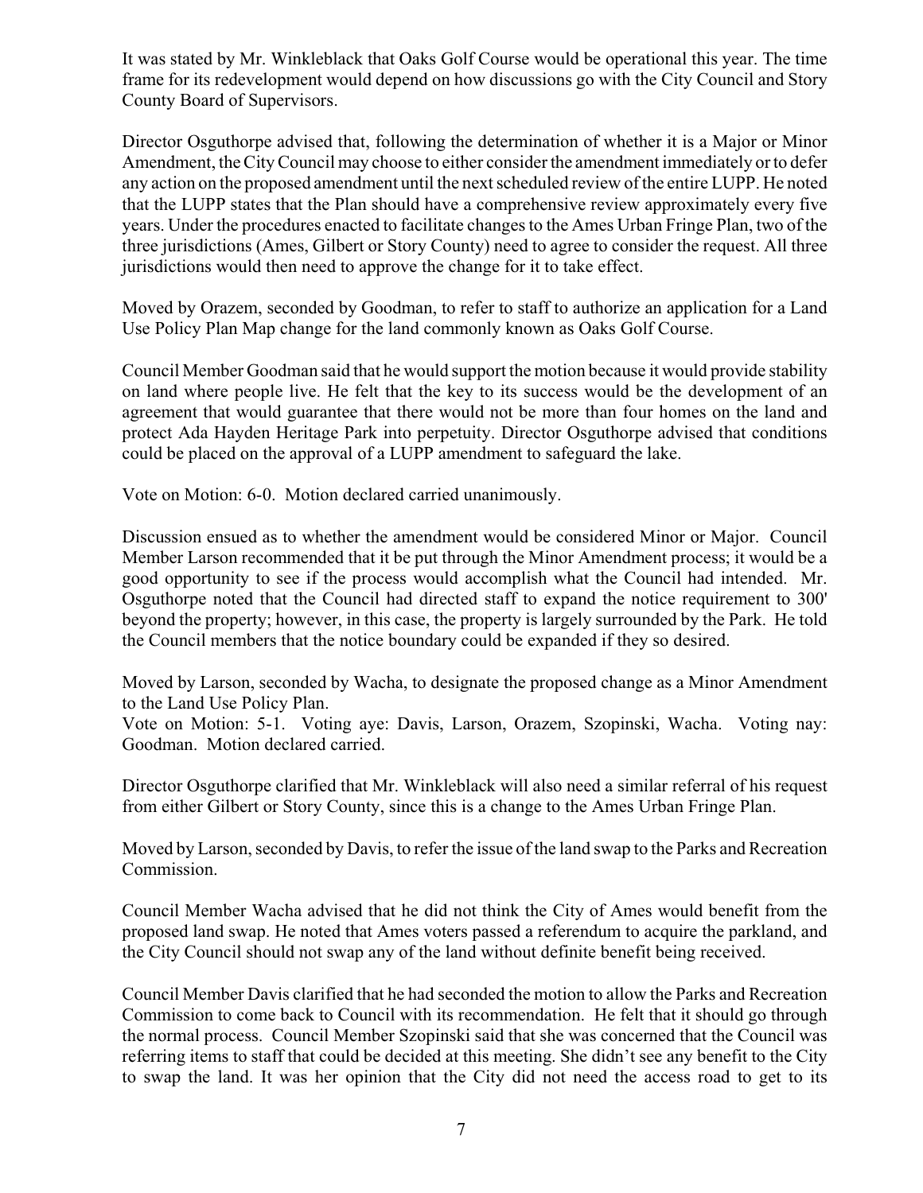It was stated by Mr. Winkleblack that Oaks Golf Course would be operational this year. The time frame for its redevelopment would depend on how discussions go with the City Council and Story County Board of Supervisors.

Director Osguthorpe advised that, following the determination of whether it is a Major or Minor Amendment, the City Council may choose to either consider the amendment immediately or to defer any action on the proposed amendment until the next scheduled review of the entire LUPP. He noted that the LUPP states that the Plan should have a comprehensive review approximately every five years. Under the procedures enacted to facilitate changes to the Ames Urban Fringe Plan, two of the three jurisdictions (Ames, Gilbert or Story County) need to agree to consider the request. All three jurisdictions would then need to approve the change for it to take effect.

Moved by Orazem, seconded by Goodman, to refer to staff to authorize an application for a Land Use Policy Plan Map change for the land commonly known as Oaks Golf Course.

Council Member Goodman said that he would support the motion because it would provide stability on land where people live. He felt that the key to its success would be the development of an agreement that would guarantee that there would not be more than four homes on the land and protect Ada Hayden Heritage Park into perpetuity. Director Osguthorpe advised that conditions could be placed on the approval of a LUPP amendment to safeguard the lake.

Vote on Motion: 6-0. Motion declared carried unanimously.

Discussion ensued as to whether the amendment would be considered Minor or Major. Council Member Larson recommended that it be put through the Minor Amendment process; it would be a good opportunity to see if the process would accomplish what the Council had intended. Mr. Osguthorpe noted that the Council had directed staff to expand the notice requirement to 300' beyond the property; however, in this case, the property is largely surrounded by the Park. He told the Council members that the notice boundary could be expanded if they so desired.

Moved by Larson, seconded by Wacha, to designate the proposed change as a Minor Amendment to the Land Use Policy Plan.
Vote on Motion: 5-1. Voting aye: Davis, Larson, Orazem, Szopinski, Wacha. Voting nay: Goodman. Motion declared carried.

Director Osguthorpe clarified that Mr. Winkleblack will also need a similar referral of his request from either Gilbert or Story County, since this is a change to the Ames Urban Fringe Plan.

Moved by Larson, seconded by Davis, to refer the issue of the land swap to the Parks and Recreation Commission.

Council Member Wacha advised that he did not think the City of Ames would benefit from the proposed land swap. He noted that Ames voters passed a referendum to acquire the parkland, and the City Council should not swap any of the land without definite benefit being received.

Council Member Davis clarified that he had seconded the motion to allow the Parks and Recreation Commission to come back to Council with its recommendation. He felt that it should go through the normal process. Council Member Szopinski said that she was concerned that the Council was referring items to staff that could be decided at this meeting. She didn't see any benefit to the City to swap the land. It was her opinion that the City did not need the access road to get to its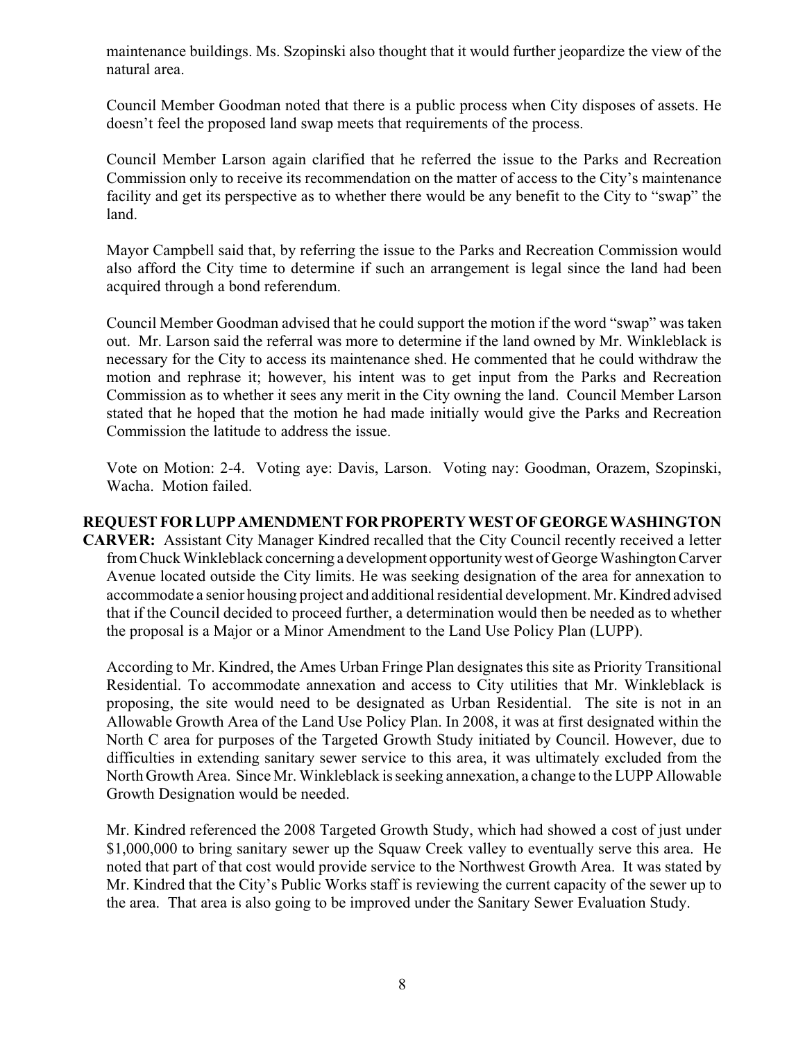maintenance buildings. Ms. Szopinski also thought that it would further jeopardize the view of the natural area.

Council Member Goodman noted that there is a public process when City disposes of assets. He doesn't feel the proposed land swap meets that requirements of the process.

Council Member Larson again clarified that he referred the issue to the Parks and Recreation Commission only to receive its recommendation on the matter of access to the City's maintenance facility and get its perspective as to whether there would be any benefit to the City to "swap" the land.

Mayor Campbell said that, by referring the issue to the Parks and Recreation Commission would also afford the City time to determine if such an arrangement is legal since the land had been acquired through a bond referendum.

Council Member Goodman advised that he could support the motion if the word "swap" was taken out. Mr. Larson said the referral was more to determine if the land owned by Mr. Winkleblack is necessary for the City to access its maintenance shed. He commented that he could withdraw the motion and rephrase it; however, his intent was to get input from the Parks and Recreation Commission as to whether it sees any merit in the City owning the land. Council Member Larson stated that he hoped that the motion he had made initially would give the Parks and Recreation Commission the latitude to address the issue.

Vote on Motion: 2-4. Voting aye: Davis, Larson. Voting nay: Goodman, Orazem, Szopinski, Wacha. Motion failed.

**REQUEST FOR LUPP AMENDMENT FOR PROPERTY WEST OF GEORGE WASHINGTON CARVER:** Assistant City Manager Kindred recalled that the City Council recently received a letter from Chuck Winkleblack concerning a development opportunity west of George Washington Carver Avenue located outside the City limits. He was seeking designation of the area for annexation to accommodate a senior housing project and additional residential development. Mr. Kindred advised that if the Council decided to proceed further, a determination would then be needed as to whether the proposal is a Major or a Minor Amendment to the Land Use Policy Plan (LUPP).

According to Mr. Kindred, the Ames Urban Fringe Plan designates this site as Priority Transitional Residential. To accommodate annexation and access to City utilities that Mr. Winkleblack is proposing, the site would need to be designated as Urban Residential. The site is not in an Allowable Growth Area of the Land Use Policy Plan. In 2008, it was at first designated within the North C area for purposes of the Targeted Growth Study initiated by Council. However, due to difficulties in extending sanitary sewer service to this area, it was ultimately excluded from the North Growth Area. Since Mr. Winkleblack is seeking annexation, a change to the LUPP Allowable Growth Designation would be needed.

Mr. Kindred referenced the 2008 Targeted Growth Study, which had showed a cost of just under $1,000,000 to bring sanitary sewer up the Squaw Creek valley to eventually serve this area. He noted that part of that cost would provide service to the Northwest Growth Area. It was stated by Mr. Kindred that the City's Public Works staff is reviewing the current capacity of the sewer up to the area. That area is also going to be improved under the Sanitary Sewer Evaluation Study.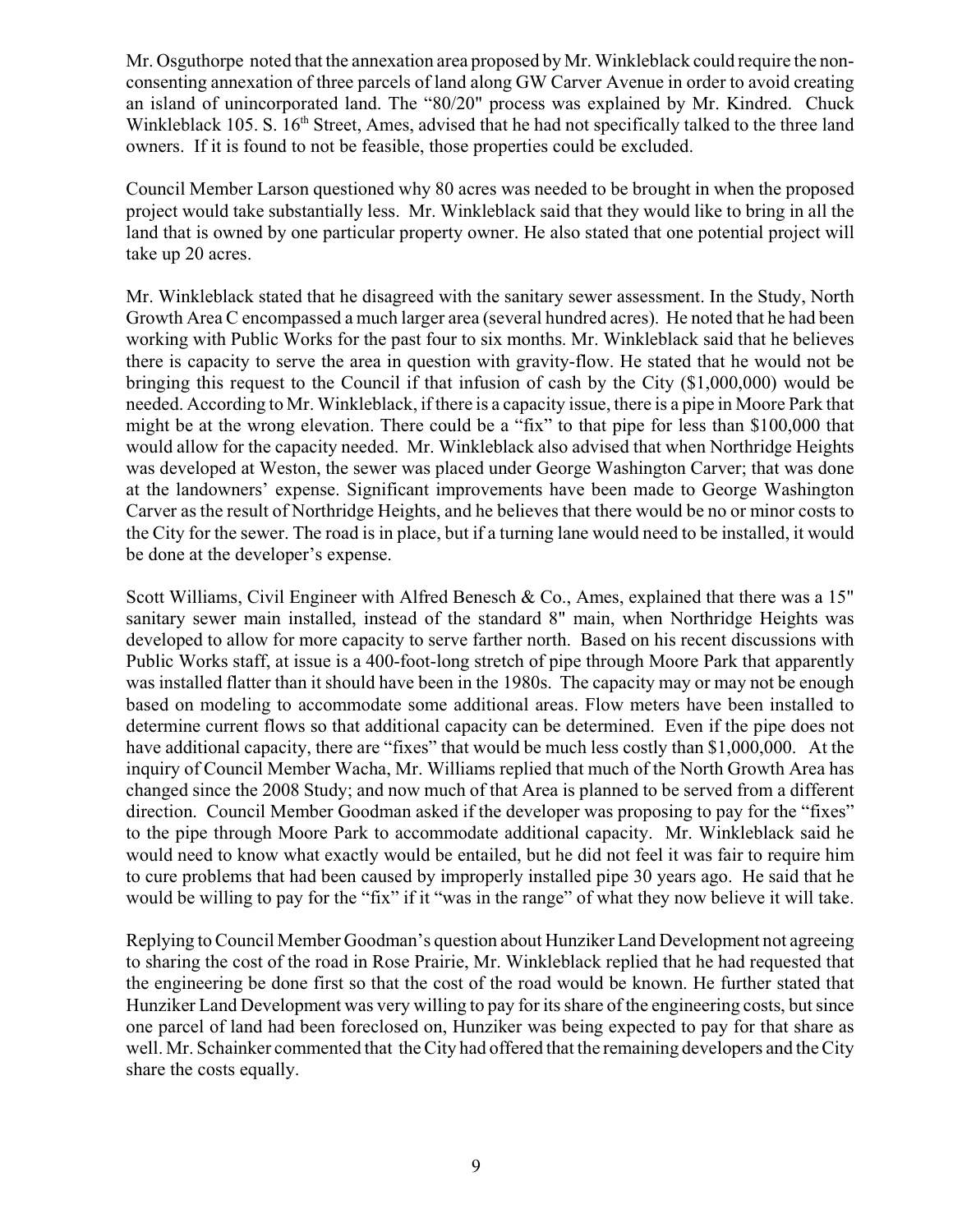Mr. Osguthorpe noted that the annexation area proposed by Mr. Winkleblack could require the non-consenting annexation of three parcels of land along GW Carver Avenue in order to avoid creating an island of unincorporated land. The "80/20" process was explained by Mr. Kindred. Chuck Winkleblack 105. S. 16th Street, Ames, advised that he had not specifically talked to the three land owners. If it is found to not be feasible, those properties could be excluded.

Council Member Larson questioned why 80 acres was needed to be brought in when the proposed project would take substantially less. Mr. Winkleblack said that they would like to bring in all the land that is owned by one particular property owner. He also stated that one potential project will take up 20 acres.

Mr. Winkleblack stated that he disagreed with the sanitary sewer assessment. In the Study, North Growth Area C encompassed a much larger area (several hundred acres). He noted that he had been working with Public Works for the past four to six months. Mr. Winkleblack said that he believes there is capacity to serve the area in question with gravity-flow. He stated that he would not be bringing this request to the Council if that infusion of cash by the City ($1,000,000) would be needed. According to Mr. Winkleblack, if there is a capacity issue, there is a pipe in Moore Park that might be at the wrong elevation. There could be a "fix" to that pipe for less than $100,000 that would allow for the capacity needed. Mr. Winkleblack also advised that when Northridge Heights was developed at Weston, the sewer was placed under George Washington Carver; that was done at the landowners' expense. Significant improvements have been made to George Washington Carver as the result of Northridge Heights, and he believes that there would be no or minor costs to the City for the sewer. The road is in place, but if a turning lane would need to be installed, it would be done at the developer's expense.

Scott Williams, Civil Engineer with Alfred Benesch & Co., Ames, explained that there was a 15" sanitary sewer main installed, instead of the standard 8" main, when Northridge Heights was developed to allow for more capacity to serve farther north. Based on his recent discussions with Public Works staff, at issue is a 400-foot-long stretch of pipe through Moore Park that apparently was installed flatter than it should have been in the 1980s. The capacity may or may not be enough based on modeling to accommodate some additional areas. Flow meters have been installed to determine current flows so that additional capacity can be determined. Even if the pipe does not have additional capacity, there are "fixes" that would be much less costly than $1,000,000. At the inquiry of Council Member Wacha, Mr. Williams replied that much of the North Growth Area has changed since the 2008 Study; and now much of that Area is planned to be served from a different direction. Council Member Goodman asked if the developer was proposing to pay for the "fixes" to the pipe through Moore Park to accommodate additional capacity. Mr. Winkleblack said he would need to know what exactly would be entailed, but he did not feel it was fair to require him to cure problems that had been caused by improperly installed pipe 30 years ago. He said that he would be willing to pay for the "fix" if it "was in the range" of what they now believe it will take.

Replying to Council Member Goodman's question about Hunziker Land Development not agreeing to sharing the cost of the road in Rose Prairie, Mr. Winkleblack replied that he had requested that the engineering be done first so that the cost of the road would be known. He further stated that Hunziker Land Development was very willing to pay for its share of the engineering costs, but since one parcel of land had been foreclosed on, Hunziker was being expected to pay for that share as well. Mr. Schainker commented that the City had offered that the remaining developers and the City share the costs equally.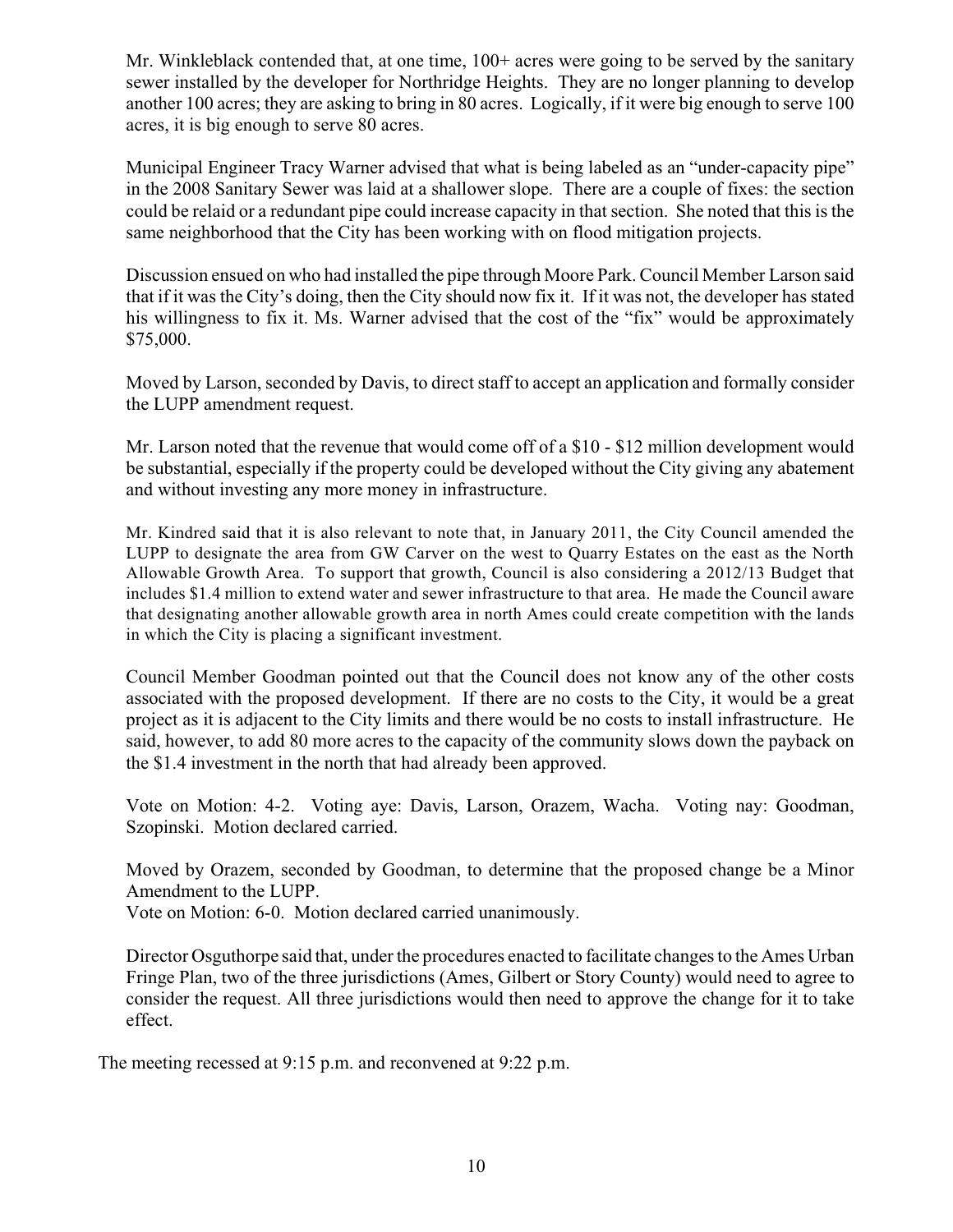Mr. Winkleblack contended that, at one time, 100+ acres were going to be served by the sanitary sewer installed by the developer for Northridge Heights. They are no longer planning to develop another 100 acres; they are asking to bring in 80 acres. Logically, if it were big enough to serve 100 acres, it is big enough to serve 80 acres.

Municipal Engineer Tracy Warner advised that what is being labeled as an "under-capacity pipe" in the 2008 Sanitary Sewer was laid at a shallower slope. There are a couple of fixes: the section could be relaid or a redundant pipe could increase capacity in that section. She noted that this is the same neighborhood that the City has been working with on flood mitigation projects.

Discussion ensued on who had installed the pipe through Moore Park. Council Member Larson said that if it was the City's doing, then the City should now fix it. If it was not, the developer has stated his willingness to fix it. Ms. Warner advised that the cost of the "fix" would be approximately $75,000.

Moved by Larson, seconded by Davis, to direct staff to accept an application and formally consider the LUPP amendment request.

Mr. Larson noted that the revenue that would come off of a $10 - $12 million development would be substantial, especially if the property could be developed without the City giving any abatement and without investing any more money in infrastructure.

Mr. Kindred said that it is also relevant to note that, in January 2011, the City Council amended the LUPP to designate the area from GW Carver on the west to Quarry Estates on the east as the North Allowable Growth Area. To support that growth, Council is also considering a 2012/13 Budget that includes $1.4 million to extend water and sewer infrastructure to that area. He made the Council aware that designating another allowable growth area in north Ames could create competition with the lands in which the City is placing a significant investment.

Council Member Goodman pointed out that the Council does not know any of the other costs associated with the proposed development. If there are no costs to the City, it would be a great project as it is adjacent to the City limits and there would be no costs to install infrastructure. He said, however, to add 80 more acres to the capacity of the community slows down the payback on the $1.4 investment in the north that had already been approved.

Vote on Motion: 4-2. Voting aye: Davis, Larson, Orazem, Wacha. Voting nay: Goodman, Szopinski. Motion declared carried.

Moved by Orazem, seconded by Goodman, to determine that the proposed change be a Minor Amendment to the LUPP.
Vote on Motion: 6-0. Motion declared carried unanimously.

Director Osguthorpe said that, under the procedures enacted to facilitate changes to the Ames Urban Fringe Plan, two of the three jurisdictions (Ames, Gilbert or Story County) would need to agree to consider the request. All three jurisdictions would then need to approve the change for it to take effect.

The meeting recessed at 9:15 p.m. and reconvened at 9:22 p.m.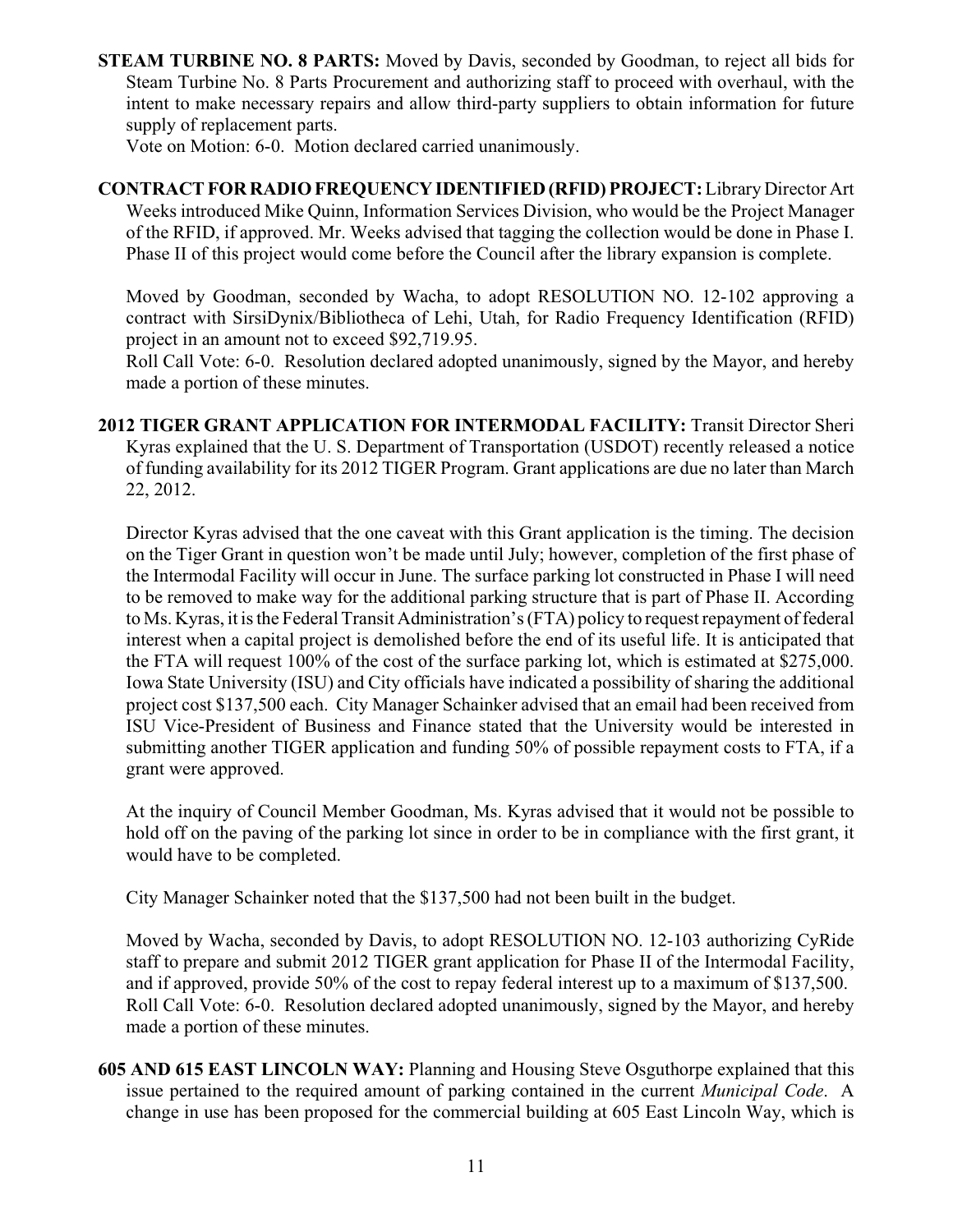**STEAM TURBINE NO. 8 PARTS:** Moved by Davis, seconded by Goodman, to reject all bids for Steam Turbine No. 8 Parts Procurement and authorizing staff to proceed with overhaul, with the intent to make necessary repairs and allow third-party suppliers to obtain information for future supply of replacement parts.

Vote on Motion: 6-0. Motion declared carried unanimously.

**CONTRACT FOR RADIO FREQUENCY IDENTIFIED (RFID) PROJECT:** Library Director Art Weeks introduced Mike Quinn, Information Services Division, who would be the Project Manager of the RFID, if approved. Mr. Weeks advised that tagging the collection would be done in Phase I. Phase II of this project would come before the Council after the library expansion is complete.

Moved by Goodman, seconded by Wacha, to adopt RESOLUTION NO. 12-102 approving a contract with SirsiDynix/Bibliotheca of Lehi, Utah, for Radio Frequency Identification (RFID) project in an amount not to exceed $92,719.95.

Roll Call Vote: 6-0. Resolution declared adopted unanimously, signed by the Mayor, and hereby made a portion of these minutes.

**2012 TIGER GRANT APPLICATION FOR INTERMODAL FACILITY:** Transit Director Sheri Kyras explained that the U. S. Department of Transportation (USDOT) recently released a notice of funding availability for its 2012 TIGER Program. Grant applications are due no later than March 22, 2012.

Director Kyras advised that the one caveat with this Grant application is the timing. The decision on the Tiger Grant in question won't be made until July; however, completion of the first phase of the Intermodal Facility will occur in June. The surface parking lot constructed in Phase I will need to be removed to make way for the additional parking structure that is part of Phase II. According to Ms. Kyras, it is the Federal Transit Administration's (FTA) policy to request repayment of federal interest when a capital project is demolished before the end of its useful life. It is anticipated that the FTA will request 100% of the cost of the surface parking lot, which is estimated at $275,000. Iowa State University (ISU) and City officials have indicated a possibility of sharing the additional project cost $137,500 each. City Manager Schainker advised that an email had been received from ISU Vice-President of Business and Finance stated that the University would be interested in submitting another TIGER application and funding 50% of possible repayment costs to FTA, if a grant were approved.

At the inquiry of Council Member Goodman, Ms. Kyras advised that it would not be possible to hold off on the paving of the parking lot since in order to be in compliance with the first grant, it would have to be completed.

City Manager Schainker noted that the $137,500 had not been built in the budget.

Moved by Wacha, seconded by Davis, to adopt RESOLUTION NO. 12-103 authorizing CyRide staff to prepare and submit 2012 TIGER grant application for Phase II of the Intermodal Facility, and if approved, provide 50% of the cost to repay federal interest up to a maximum of $137,500.

Roll Call Vote: 6-0. Resolution declared adopted unanimously, signed by the Mayor, and hereby made a portion of these minutes.

**605 AND 615 EAST LINCOLN WAY:** Planning and Housing Steve Osguthorpe explained that this issue pertained to the required amount of parking contained in the current *Municipal Code*. A change in use has been proposed for the commercial building at 605 East Lincoln Way, which is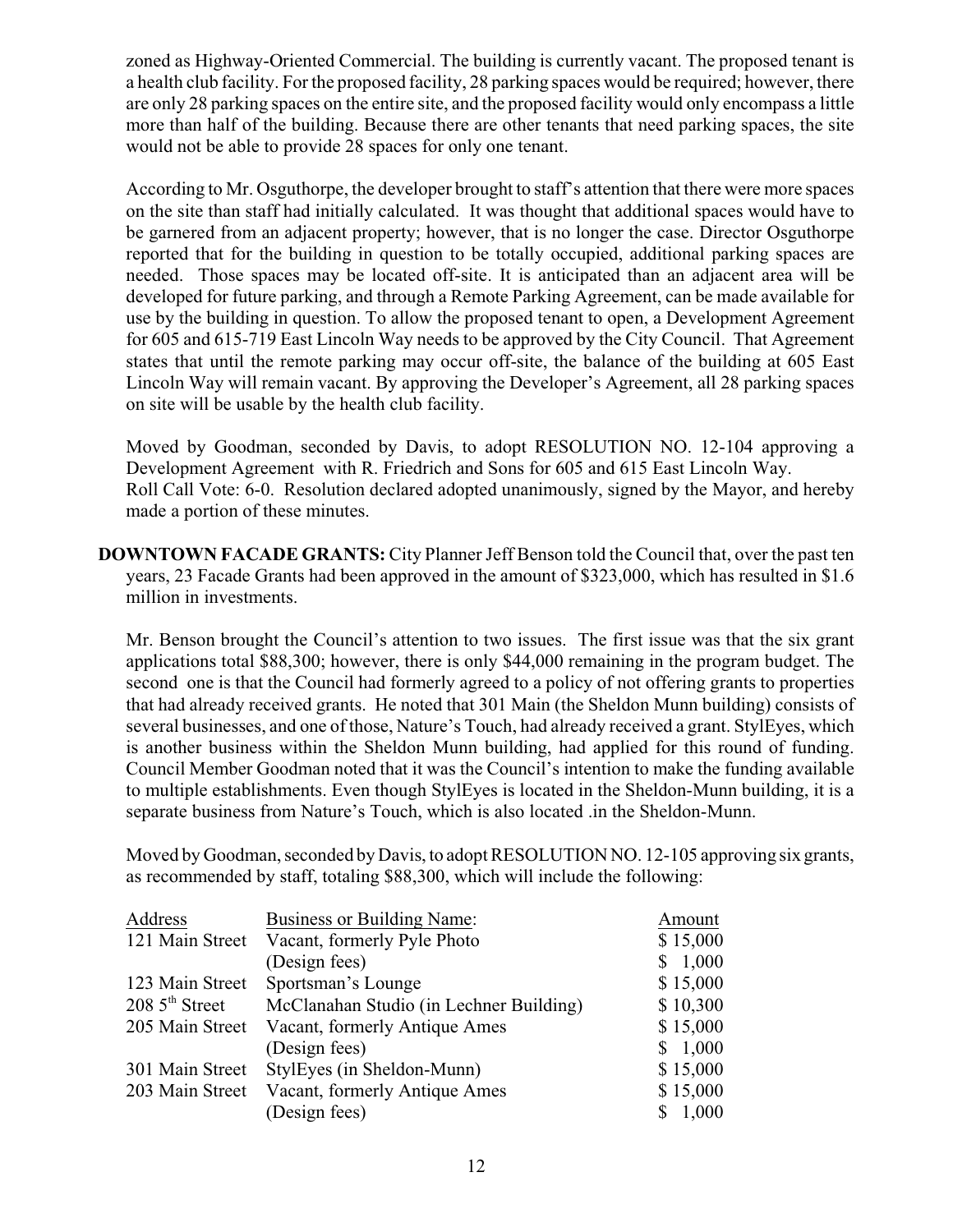zoned as Highway-Oriented Commercial. The building is currently vacant. The proposed tenant is a health club facility. For the proposed facility, 28 parking spaces would be required; however, there are only 28 parking spaces on the entire site, and the proposed facility would only encompass a little more than half of the building. Because there are other tenants that need parking spaces, the site would not be able to provide 28 spaces for only one tenant.

According to Mr. Osguthorpe, the developer brought to staff's attention that there were more spaces on the site than staff had initially calculated. It was thought that additional spaces would have to be garnered from an adjacent property; however, that is no longer the case. Director Osguthorpe reported that for the building in question to be totally occupied, additional parking spaces are needed. Those spaces may be located off-site. It is anticipated than an adjacent area will be developed for future parking, and through a Remote Parking Agreement, can be made available for use by the building in question. To allow the proposed tenant to open, a Development Agreement for 605 and 615-719 East Lincoln Way needs to be approved by the City Council. That Agreement states that until the remote parking may occur off-site, the balance of the building at 605 East Lincoln Way will remain vacant. By approving the Developer's Agreement, all 28 parking spaces on site will be usable by the health club facility.

Moved by Goodman, seconded by Davis, to adopt RESOLUTION NO. 12-104 approving a Development Agreement with R. Friedrich and Sons for 605 and 615 East Lincoln Way.
Roll Call Vote: 6-0. Resolution declared adopted unanimously, signed by the Mayor, and hereby made a portion of these minutes.

**DOWNTOWN FACADE GRANTS:** City Planner Jeff Benson told the Council that, over the past ten years, 23 Facade Grants had been approved in the amount of $323,000, which has resulted in $1.6 million in investments.

Mr. Benson brought the Council's attention to two issues. The first issue was that the six grant applications total $88,300; however, there is only $44,000 remaining in the program budget. The second one is that the Council had formerly agreed to a policy of not offering grants to properties that had already received grants. He noted that 301 Main (the Sheldon Munn building) consists of several businesses, and one of those, Nature's Touch, had already received a grant. StylEyes, which is another business within the Sheldon Munn building, had applied for this round of funding. Council Member Goodman noted that it was the Council's intention to make the funding available to multiple establishments. Even though StylEyes is located in the Sheldon-Munn building, it is a separate business from Nature's Touch, which is also located .in the Sheldon-Munn.

Moved by Goodman, seconded by Davis, to adopt RESOLUTION NO. 12-105 approving six grants, as recommended by staff, totaling $88,300, which will include the following:

| Address | Business or Building Name: | Amount |
|---|---|---|
| 121 Main Street | Vacant, formerly Pyle Photo | $ 15,000 |
| | (Design fees) | $ 1,000 |
| 123 Main Street | Sportsman's Lounge | $ 15,000 |
| 208 5th Street | McClanahan Studio (in Lechner Building) | $ 10,300 |
| 205 Main Street | Vacant, formerly Antique Ames | $ 15,000 |
| | (Design fees) | $ 1,000 |
| 301 Main Street | StylEyes (in Sheldon-Munn) | $ 15,000 |
| 203 Main Street | Vacant, formerly Antique Ames | $ 15,000 |
| | (Design fees) | $ 1,000 |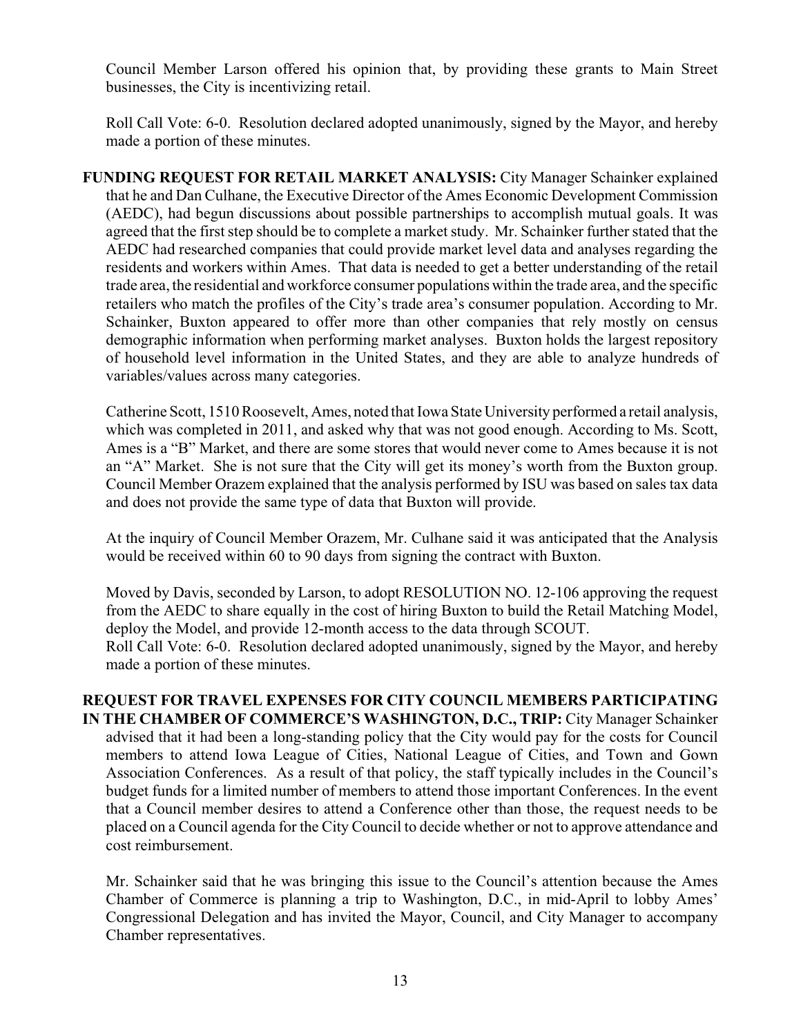Council Member Larson offered his opinion that, by providing these grants to Main Street businesses, the City is incentivizing retail.

Roll Call Vote: 6-0. Resolution declared adopted unanimously, signed by the Mayor, and hereby made a portion of these minutes.

**FUNDING REQUEST FOR RETAIL MARKET ANALYSIS:** City Manager Schainker explained that he and Dan Culhane, the Executive Director of the Ames Economic Development Commission (AEDC), had begun discussions about possible partnerships to accomplish mutual goals. It was agreed that the first step should be to complete a market study. Mr. Schainker further stated that the AEDC had researched companies that could provide market level data and analyses regarding the residents and workers within Ames. That data is needed to get a better understanding of the retail trade area, the residential and workforce consumer populations within the trade area, and the specific retailers who match the profiles of the City's trade area's consumer population. According to Mr. Schainker, Buxton appeared to offer more than other companies that rely mostly on census demographic information when performing market analyses. Buxton holds the largest repository of household level information in the United States, and they are able to analyze hundreds of variables/values across many categories.

Catherine Scott, 1510 Roosevelt, Ames, noted that Iowa State University performed a retail analysis, which was completed in 2011, and asked why that was not good enough. According to Ms. Scott, Ames is a "B" Market, and there are some stores that would never come to Ames because it is not an "A" Market. She is not sure that the City will get its money's worth from the Buxton group. Council Member Orazem explained that the analysis performed by ISU was based on sales tax data and does not provide the same type of data that Buxton will provide.

At the inquiry of Council Member Orazem, Mr. Culhane said it was anticipated that the Analysis would be received within 60 to 90 days from signing the contract with Buxton.

Moved by Davis, seconded by Larson, to adopt RESOLUTION NO. 12-106 approving the request from the AEDC to share equally in the cost of hiring Buxton to build the Retail Matching Model, deploy the Model, and provide 12-month access to the data through SCOUT.
Roll Call Vote: 6-0. Resolution declared adopted unanimously, signed by the Mayor, and hereby made a portion of these minutes.

**REQUEST FOR TRAVEL EXPENSES FOR CITY COUNCIL MEMBERS PARTICIPATING IN THE CHAMBER OF COMMERCE'S WASHINGTON, D.C., TRIP:** City Manager Schainker advised that it had been a long-standing policy that the City would pay for the costs for Council members to attend Iowa League of Cities, National League of Cities, and Town and Gown Association Conferences. As a result of that policy, the staff typically includes in the Council's budget funds for a limited number of members to attend those important Conferences. In the event that a Council member desires to attend a Conference other than those, the request needs to be placed on a Council agenda for the City Council to decide whether or not to approve attendance and cost reimbursement.

Mr. Schainker said that he was bringing this issue to the Council's attention because the Ames Chamber of Commerce is planning a trip to Washington, D.C., in mid-April to lobby Ames' Congressional Delegation and has invited the Mayor, Council, and City Manager to accompany Chamber representatives.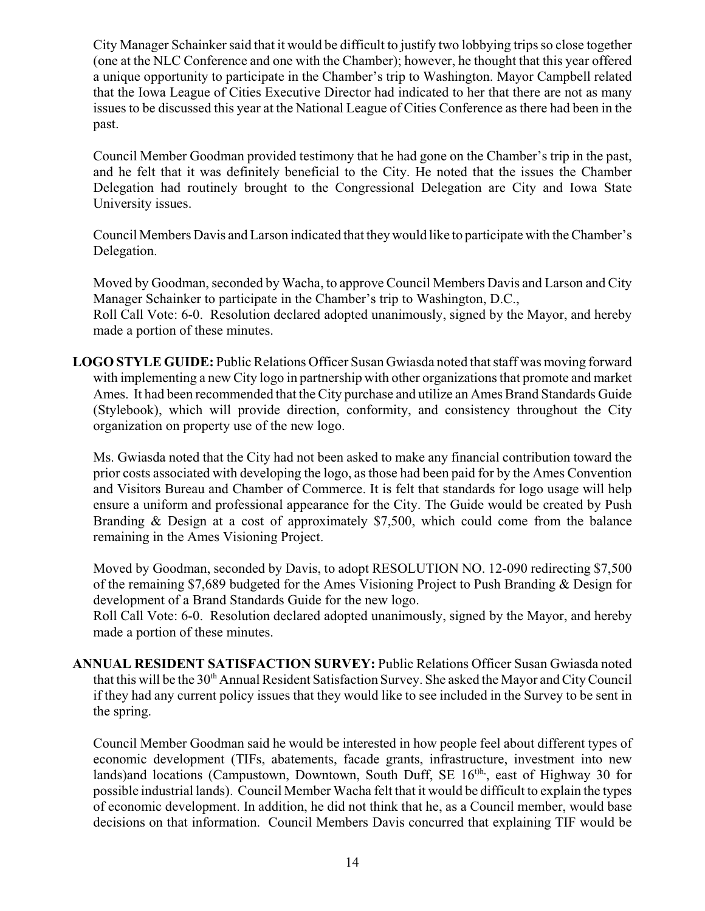City Manager Schainker said that it would be difficult to justify two lobbying trips so close together (one at the NLC Conference and one with the Chamber); however, he thought that this year offered a unique opportunity to participate in the Chamber's trip to Washington. Mayor Campbell related that the Iowa League of Cities Executive Director had indicated to her that there are not as many issues to be discussed this year at the National League of Cities Conference as there had been in the past.

Council Member Goodman provided testimony that he had gone on the Chamber's trip in the past, and he felt that it was definitely beneficial to the City. He noted that the issues the Chamber Delegation had routinely brought to the Congressional Delegation are City and Iowa State University issues.

Council Members Davis and Larson indicated that they would like to participate with the Chamber's Delegation.

Moved by Goodman, seconded by Wacha, to approve Council Members Davis and Larson and City Manager Schainker to participate in the Chamber's trip to Washington, D.C.,
Roll Call Vote: 6-0. Resolution declared adopted unanimously, signed by the Mayor, and hereby made a portion of these minutes.

**LOGO STYLE GUIDE:** Public Relations Officer Susan Gwiasda noted that staff was moving forward with implementing a new City logo in partnership with other organizations that promote and market Ames. It had been recommended that the City purchase and utilize an Ames Brand Standards Guide (Stylebook), which will provide direction, conformity, and consistency throughout the City organization on property use of the new logo.

Ms. Gwiasda noted that the City had not been asked to make any financial contribution toward the prior costs associated with developing the logo, as those had been paid for by the Ames Convention and Visitors Bureau and Chamber of Commerce. It is felt that standards for logo usage will help ensure a uniform and professional appearance for the City. The Guide would be created by Push Branding & Design at a cost of approximately $7,500, which could come from the balance remaining in the Ames Visioning Project.

Moved by Goodman, seconded by Davis, to adopt RESOLUTION NO. 12-090 redirecting $7,500 of the remaining $7,689 budgeted for the Ames Visioning Project to Push Branding & Design for development of a Brand Standards Guide for the new logo.
Roll Call Vote: 6-0. Resolution declared adopted unanimously, signed by the Mayor, and hereby made a portion of these minutes.

**ANNUAL RESIDENT SATISFACTION SURVEY:** Public Relations Officer Susan Gwiasda noted that this will be the 30th Annual Resident Satisfaction Survey. She asked the Mayor and City Council if they had any current policy issues that they would like to see included in the Survey to be sent in the spring.

Council Member Goodman said he would be interested in how people feel about different types of economic development (TIFs, abatements, facade grants, infrastructure, investment into new lands)and locations (Campustown, Downtown, South Duff, SE 16th, east of Highway 30 for possible industrial lands). Council Member Wacha felt that it would be difficult to explain the types of economic development. In addition, he did not think that he, as a Council member, would base decisions on that information. Council Members Davis concurred that explaining TIF would be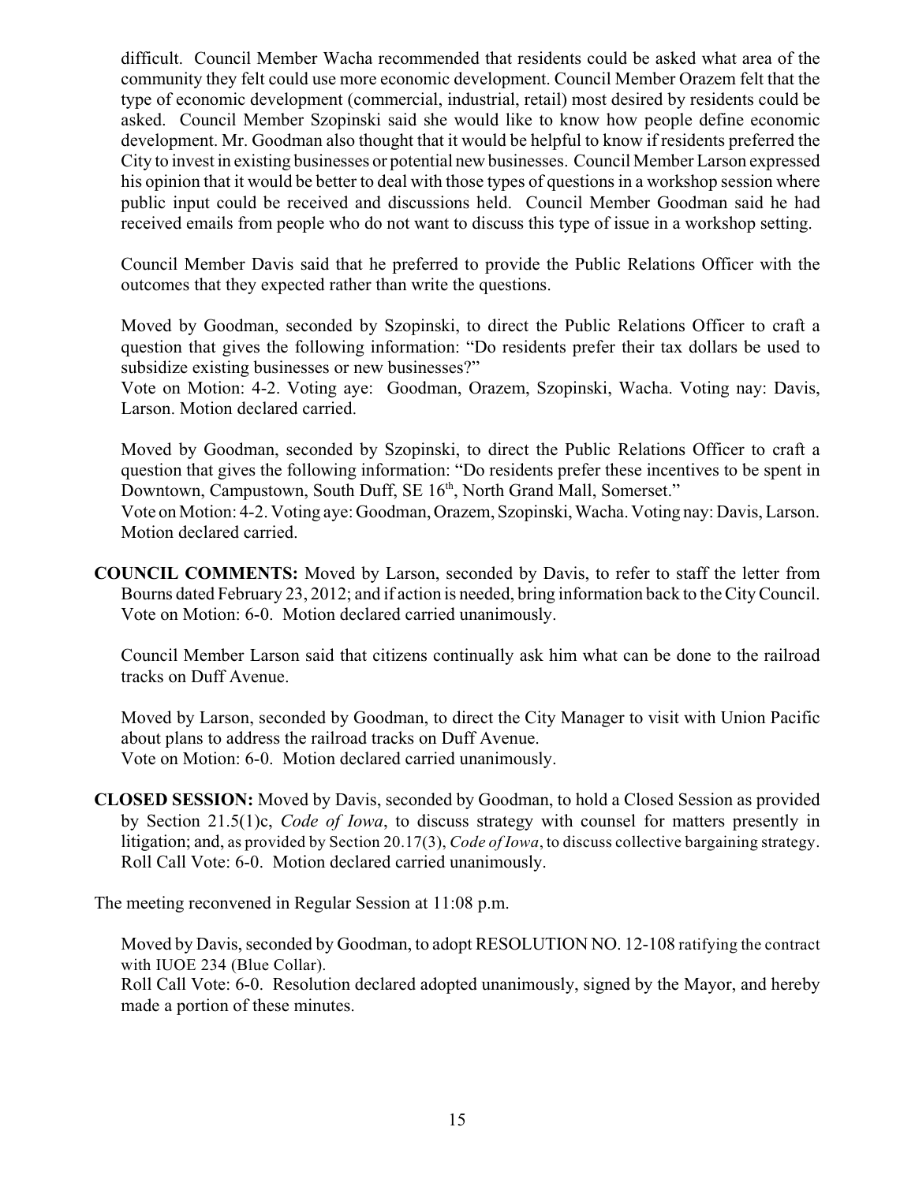difficult. Council Member Wacha recommended that residents could be asked what area of the community they felt could use more economic development. Council Member Orazem felt that the type of economic development (commercial, industrial, retail) most desired by residents could be asked. Council Member Szopinski said she would like to know how people define economic development. Mr. Goodman also thought that it would be helpful to know if residents preferred the City to invest in existing businesses or potential new businesses. Council Member Larson expressed his opinion that it would be better to deal with those types of questions in a workshop session where public input could be received and discussions held. Council Member Goodman said he had received emails from people who do not want to discuss this type of issue in a workshop setting.

Council Member Davis said that he preferred to provide the Public Relations Officer with the outcomes that they expected rather than write the questions.

Moved by Goodman, seconded by Szopinski, to direct the Public Relations Officer to craft a question that gives the following information: "Do residents prefer their tax dollars be used to subsidize existing businesses or new businesses?"
Vote on Motion: 4-2. Voting aye: Goodman, Orazem, Szopinski, Wacha. Voting nay: Davis, Larson. Motion declared carried.

Moved by Goodman, seconded by Szopinski, to direct the Public Relations Officer to craft a question that gives the following information: "Do residents prefer these incentives to be spent in Downtown, Campustown, South Duff, SE 16th, North Grand Mall, Somerset."
Vote on Motion: 4-2. Voting aye: Goodman, Orazem, Szopinski, Wacha. Voting nay: Davis, Larson. Motion declared carried.

**COUNCIL COMMENTS:** Moved by Larson, seconded by Davis, to refer to staff the letter from Bourns dated February 23, 2012; and if action is needed, bring information back to the City Council. Vote on Motion: 6-0. Motion declared carried unanimously.

Council Member Larson said that citizens continually ask him what can be done to the railroad tracks on Duff Avenue.

Moved by Larson, seconded by Goodman, to direct the City Manager to visit with Union Pacific about plans to address the railroad tracks on Duff Avenue.
Vote on Motion: 6-0. Motion declared carried unanimously.

**CLOSED SESSION:** Moved by Davis, seconded by Goodman, to hold a Closed Session as provided by Section 21.5(1)c, *Code of Iowa*, to discuss strategy with counsel for matters presently in litigation; and, as provided by Section 20.17(3), *Code of Iowa*, to discuss collective bargaining strategy. Roll Call Vote: 6-0. Motion declared carried unanimously.

The meeting reconvened in Regular Session at 11:08 p.m.

Moved by Davis, seconded by Goodman, to adopt RESOLUTION NO. 12-108 ratifying the contract with IUOE 234 (Blue Collar).
Roll Call Vote: 6-0. Resolution declared adopted unanimously, signed by the Mayor, and hereby made a portion of these minutes.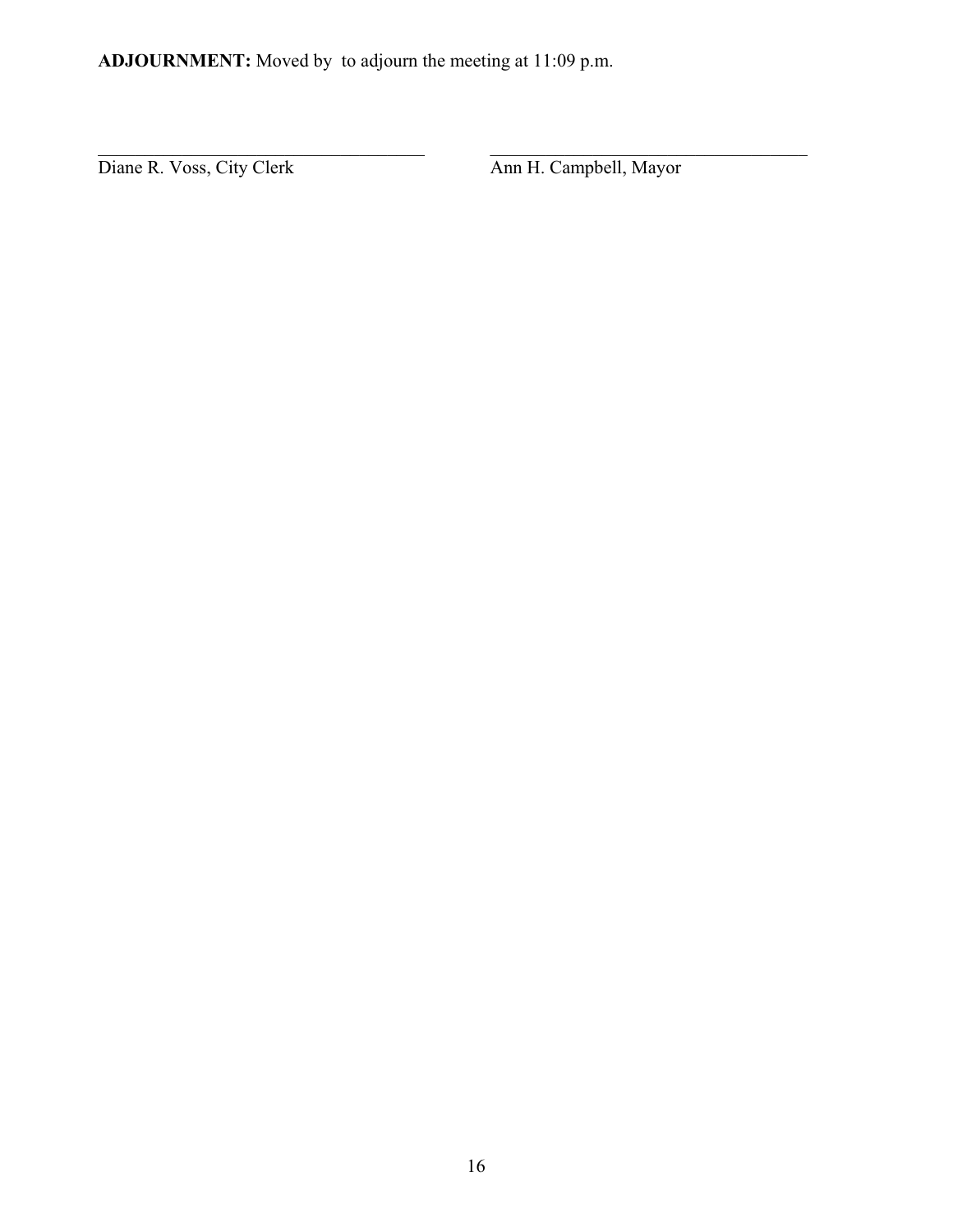**ADJOURNMENT:** Moved by to adjourn the meeting at 11:09 p.m.

\_\_\_\_\_\_\_\_\_\_\_\_\_\_\_\_\_\_\_\_\_\_\_\_\_\_\_\_\_\_\_\_\_\_\_\_
Diane R. Voss, City Clerk

\_\_\_\_\_\_\_\_\_\_\_\_\_\_\_\_\_\_\_\_\_\_\_\_\_\_\_\_\_\_\_\_\_\_\_\_
Ann H. Campbell, Mayor